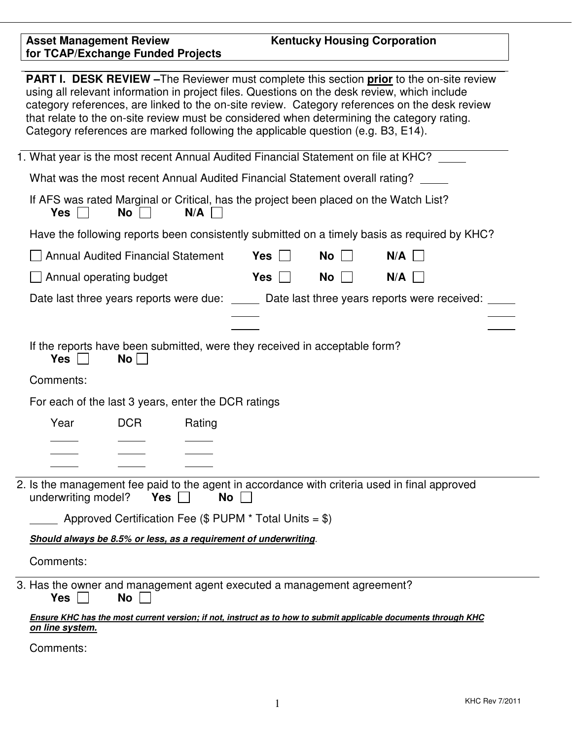**Asset Management Review for TCAP/Exchange Funded Projects** | **Kentucky Housing Corporation**

**PART I. DESK REVIEW –** The Reviewer must complete this section **prior** to the on-site review using all relevant information in project files. Questions on the desk review, which include category references, are linked to the on-site review. Category references on the desk review that relate to the on-site review must be considered when determining the category rating. Category references are marked following the applicable question (e.g. B3, E14).

1. What year is the most recent Annual Audited Financial Statement on file at KHC? _____

   What was the most recent Annual Audited Financial Statement overall rating? _____

   If AFS was rated Marginal or Critical, has the project been placed on the Watch List?
   **Yes** ☐ **No** ☐ **N/A** ☐

   Have the following reports been consistently submitted on a timely basis as required by KHC?

   ☐ Annual Audited Financial Statement **Yes** ☐ **No** ☐ **N/A** ☐

   ☐ Annual operating budget **Yes** ☐ **No** ☐ **N/A** ☐

   Date last three years reports were due: _____ Date last three years reports were received: _____
   _____ _____
   _____ _____

   If the reports have been submitted, were they received in acceptable form?
   **Yes** ☐ **No** ☐

   Comments:

   For each of the last 3 years, enter the DCR ratings

   | Year | DCR | Rating |
   |---|---|---|
   | _____ | _____ | _____ |
   | _____ | _____ | _____ |
   | _____ | _____ | _____ |

2. Is the management fee paid to the agent in accordance with criteria used in final approved underwriting model? **Yes** ☐ **No** ☐

   _____ Approved Certification Fee ($ PUPM * Total Units = $)

   ***Should always be 8.5% or less, as a requirement of underwriting***.

   Comments:

3. Has the owner and management agent executed a management agreement?
   **Yes** ☐ **No** ☐

   ***Ensure KHC has the most current version; if not, instruct as to how to submit applicable documents through KHC on line system.***

   Comments: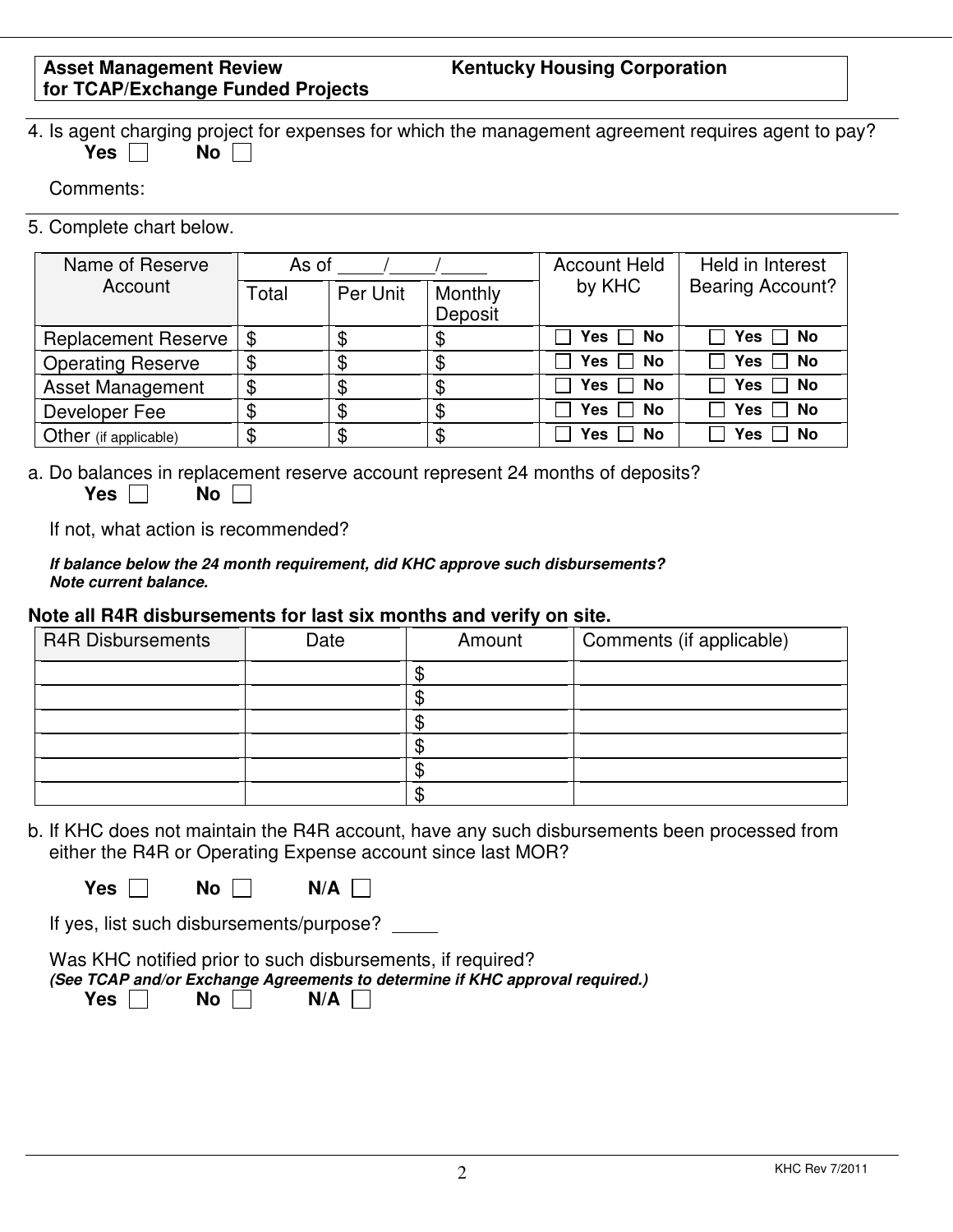**Asset Management Review for TCAP/Exchange Funded Projects** **Kentucky Housing Corporation**

4. Is agent charging project for expenses for which the management agreement requires agent to pay?
   **Yes** ☐ **No** ☐

   Comments:

5. Complete chart below.

| Name of Reserve Account | As of \_\_\_\_/\_\_\_\_/\_\_\_\_ | | | Account Held by KHC | Held in Interest Bearing Account? |
|---|---|---|---|---|---|
| | Total | Per Unit | Monthly Deposit | | |
| Replacement Reserve | $ | $ | $ | ☐ Yes ☐ No | ☐ Yes ☐ No |
| Operating Reserve | $ | $ | $ | ☐ Yes ☐ No | ☐ Yes ☐ No |
| Asset Management | $ | $ | $ | ☐ Yes ☐ No | ☐ Yes ☐ No |
| Developer Fee | $ | $ | $ | ☐ Yes ☐ No | ☐ Yes ☐ No |
| Other (if applicable) | $ | $ | $ | ☐ Yes ☐ No | ☐ Yes ☐ No |

a. Do balances in replacement reserve account represent 24 months of deposits?
   **Yes** ☐ **No** ☐

   If not, what action is recommended?

   ***If balance below the 24 month requirement, did KHC approve such disbursements? Note current balance.***

**Note all R4R disbursements for last six months and verify on site.**

| R4R Disbursements | Date | Amount | Comments (if applicable) |
|---|---|---|---|
| | | $ | |
| | | $ | |
| | | $ | |
| | | $ | |
| | | $ | |
| | | $ | |

b. If KHC does not maintain the R4R account, have any such disbursements been processed from either the R4R or Operating Expense account since last MOR?

   **Yes** ☐ **No** ☐ **N/A** ☐

   If yes, list such disbursements/purpose? \_\_\_\_\_

   Was KHC notified prior to such disbursements, if required?
   ***(See TCAP and/or Exchange Agreements to determine if KHC approval required.)***
   **Yes** ☐ **No** ☐ **N/A** ☐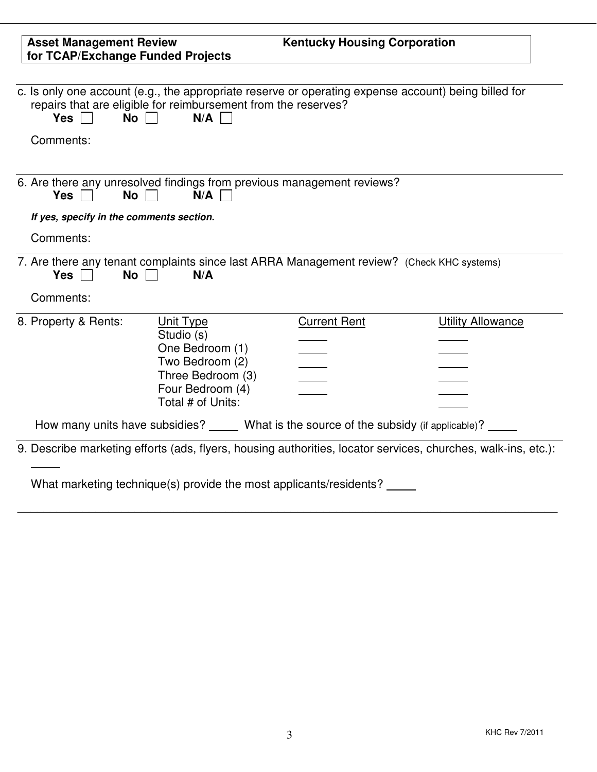| **Asset Management Review for TCAP/Exchange Funded Projects** | **Kentucky Housing Corporation** |
|---|---|

c. Is only one account (e.g., the appropriate reserve or operating expense account) being billed for repairs that are eligible for reimbursement from the reserves?

**Yes** ☐ **No** ☐ **N/A** ☐

Comments:

6. Are there any unresolved findings from previous management reviews?

**Yes** ☐ **No** ☐ **N/A** ☐

***If yes, specify in the comments section.***

Comments:

7. Are there any tenant complaints since last ARRA Management review? (Check KHC systems)

**Yes** ☐ **No** ☐ **N/A**

Comments:

8. Property & Rents:

| Unit Type | Current Rent | Utility Allowance |
|---|---|---|
| Studio (s) | _____ | _____ |
| One Bedroom (1) | _____ | _____ |
| Two Bedroom (2) | _____ | _____ |
| Three Bedroom (3) | _____ | _____ |
| Four Bedroom (4) | _____ | _____ |
| Total # of Units: | | _____ |

How many units have subsidies? _____ What is the source of the subsidy (if applicable)? _____

9. Describe marketing efforts (ads, flyers, housing authorities, locator services, churches, walk-ins, etc.):

_____

What marketing technique(s) provide the most applicants/residents? _____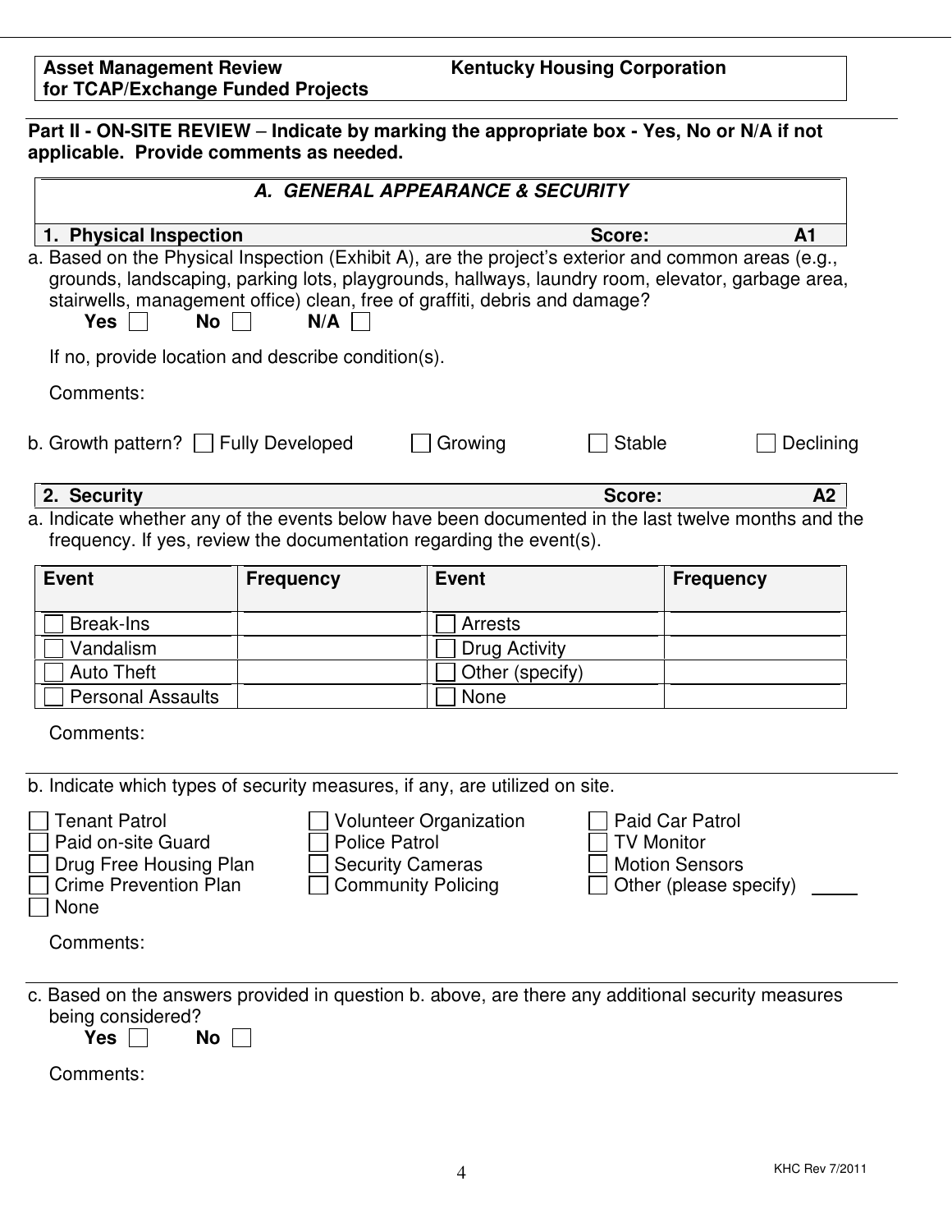**Asset Management Review for TCAP/Exchange Funded Projects** | **Kentucky Housing Corporation**

**Part II - ON-SITE REVIEW** – **Indicate by marking the appropriate box - Yes, No or N/A if not applicable. Provide comments as needed.**

## *A. GENERAL APPEARANCE & SECURITY*

### 1. Physical Inspection — Score: A1

a. Based on the Physical Inspection (Exhibit A), are the project's exterior and common areas (e.g., grounds, landscaping, parking lots, playgrounds, hallways, laundry room, elevator, garbage area, stairwells, management office) clean, free of graffiti, debris and damage?

**Yes** ☐ **No** ☐ **N/A** ☐

If no, provide location and describe condition(s).

Comments:

b. Growth pattern? ☐ Fully Developed ☐ Growing ☐ Stable ☐ Declining

### 2. Security — Score: A2

a. Indicate whether any of the events below have been documented in the last twelve months and the frequency. If yes, review the documentation regarding the event(s).

| Event | Frequency | Event | Frequency |
|---|---|---|---|
| ☐ Break-Ins | | ☐ Arrests | |
| ☐ Vandalism | | ☐ Drug Activity | |
| ☐ Auto Theft | | ☐ Other (specify) | |
| ☐ Personal Assaults | | ☐ None | |

Comments:

b. Indicate which types of security measures, if any, are utilized on site.

- ☐ Tenant Patrol
- ☐ Paid on-site Guard
- ☐ Drug Free Housing Plan
- ☐ Crime Prevention Plan
- ☐ None
- ☐ Volunteer Organization
- ☐ Police Patrol
- ☐ Security Cameras
- ☐ Community Policing
- ☐ Paid Car Patrol
- ☐ TV Monitor
- ☐ Motion Sensors
- ☐ Other (please specify) _____

Comments:

c. Based on the answers provided in question b. above, are there any additional security measures being considered?

**Yes** ☐ **No** ☐

Comments: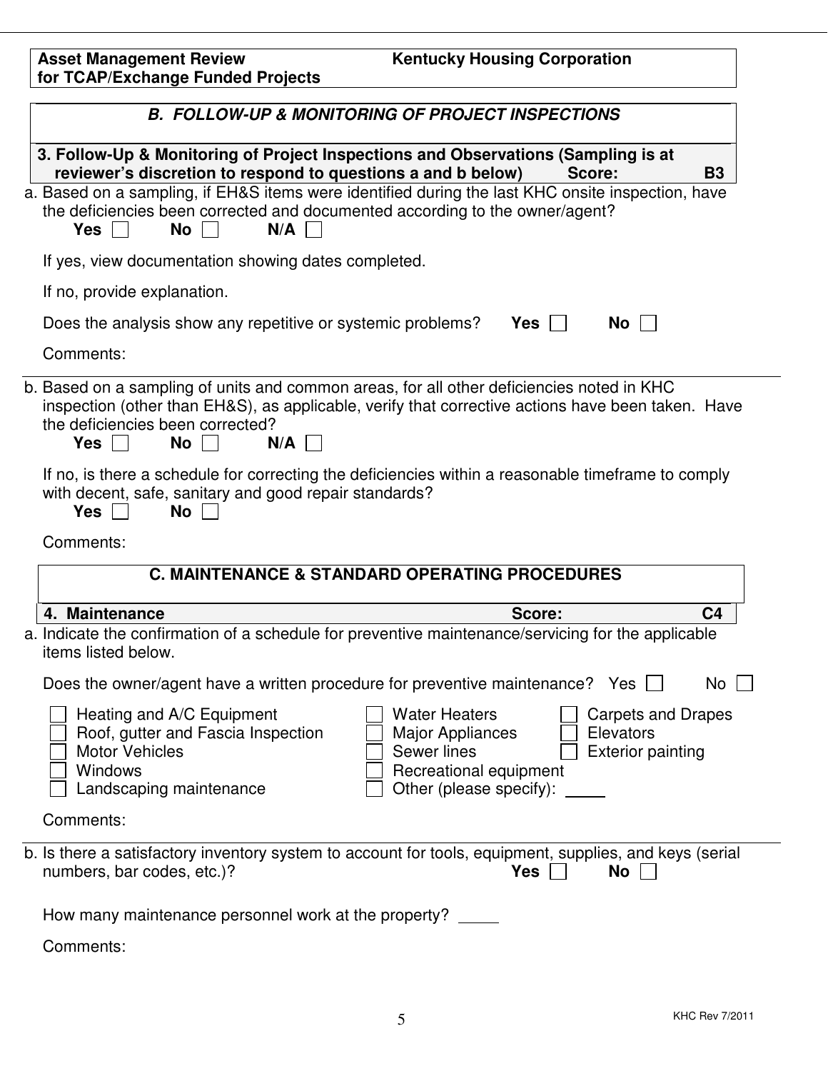**Asset Management Review for TCAP/Exchange Funded Projects** — **Kentucky Housing Corporation**

## *B. FOLLOW-UP & MONITORING OF PROJECT INSPECTIONS*

**3. Follow-Up & Monitoring of Project Inspections and Observations (Sampling is at reviewer's discretion to respond to questions a and b below) Score: B3**

a. Based on a sampling, if EH&S items were identified during the last KHC onsite inspection, have the deficiencies been corrected and documented according to the owner/agent?
**Yes** ☐ **No** ☐ **N/A** ☐

If yes, view documentation showing dates completed.

If no, provide explanation.

Does the analysis show any repetitive or systemic problems? **Yes** ☐ **No** ☐

Comments:

b. Based on a sampling of units and common areas, for all other deficiencies noted in KHC inspection (other than EH&S), as applicable, verify that corrective actions have been taken. Have the deficiencies been corrected?
**Yes** ☐ **No** ☐ **N/A** ☐

If no, is there a schedule for correcting the deficiencies within a reasonable timeframe to comply with decent, safe, sanitary and good repair standards?
**Yes** ☐ **No** ☐

Comments:

## C. MAINTENANCE & STANDARD OPERATING PROCEDURES

**4. Maintenance Score: C4**

a. Indicate the confirmation of a schedule for preventive maintenance/servicing for the applicable items listed below.

Does the owner/agent have a written procedure for preventive maintenance? Yes ☐ No ☐

- ☐ Heating and A/C Equipment
- ☐ Roof, gutter and Fascia Inspection
- ☐ Motor Vehicles
- ☐ Windows
- ☐ Landscaping maintenance
- ☐ Water Heaters
- ☐ Major Appliances
- ☐ Sewer lines
- ☐ Recreational equipment
- ☐ Other (please specify): _____
- ☐ Carpets and Drapes
- ☐ Elevators
- ☐ Exterior painting

Comments:

b. Is there a satisfactory inventory system to account for tools, equipment, supplies, and keys (serial numbers, bar codes, etc.)? **Yes** ☐ **No** ☐

How many maintenance personnel work at the property? _____

Comments: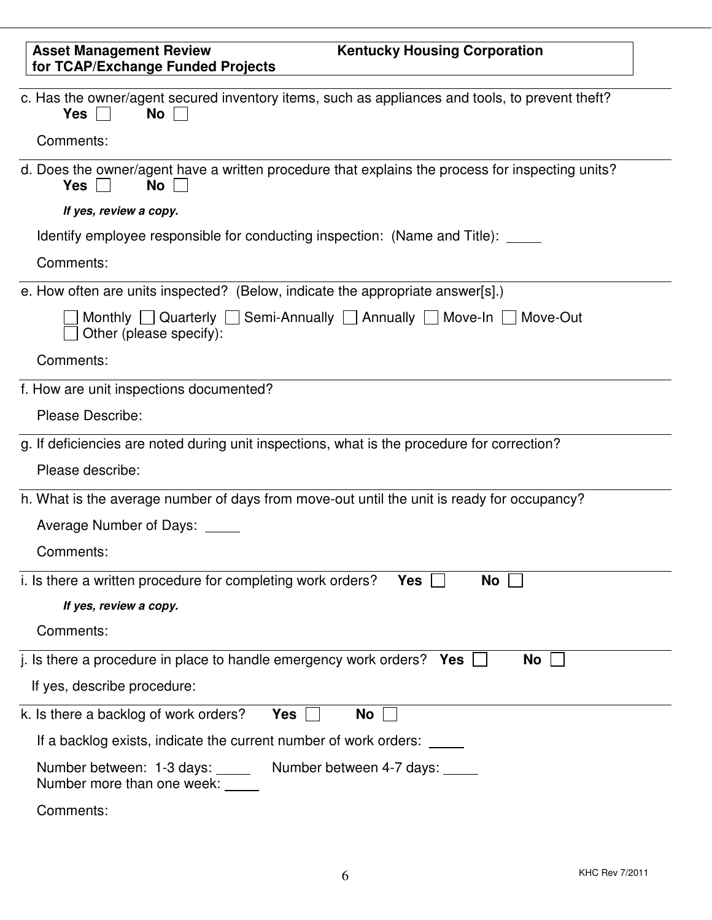c. Has the owner/agent secured inventory items, such as appliances and tools, to prevent theft?
**Yes** ☐ **No** ☐

Comments:

---

d. Does the owner/agent have a written procedure that explains the process for inspecting units?
**Yes** ☐ **No** ☐

***If yes, review a copy.***

Identify employee responsible for conducting inspection: (Name and Title): _____

Comments:

---

e. How often are units inspected? (Below, indicate the appropriate answer[s].)

☐ Monthly ☐ Quarterly ☐ Semi-Annually ☐ Annually ☐ Move-In ☐ Move-Out
☐ Other (please specify):

Comments:

---

f. How are unit inspections documented?

Please Describe:

---

g. If deficiencies are noted during unit inspections, what is the procedure for correction?

Please describe:

---

h. What is the average number of days from move-out until the unit is ready for occupancy?

Average Number of Days: _____

Comments:

---

i. Is there a written procedure for completing work orders? **Yes** ☐ **No** ☐

***If yes, review a copy.***

Comments:

---

j. Is there a procedure in place to handle emergency work orders? **Yes** ☐ **No** ☐

If yes, describe procedure:

---

k. Is there a backlog of work orders? **Yes** ☐ **No** ☐

If a backlog exists, indicate the current number of work orders: _____

Number between: 1-3 days: _____ Number between 4-7 days: _____
Number more than one week: _____

Comments: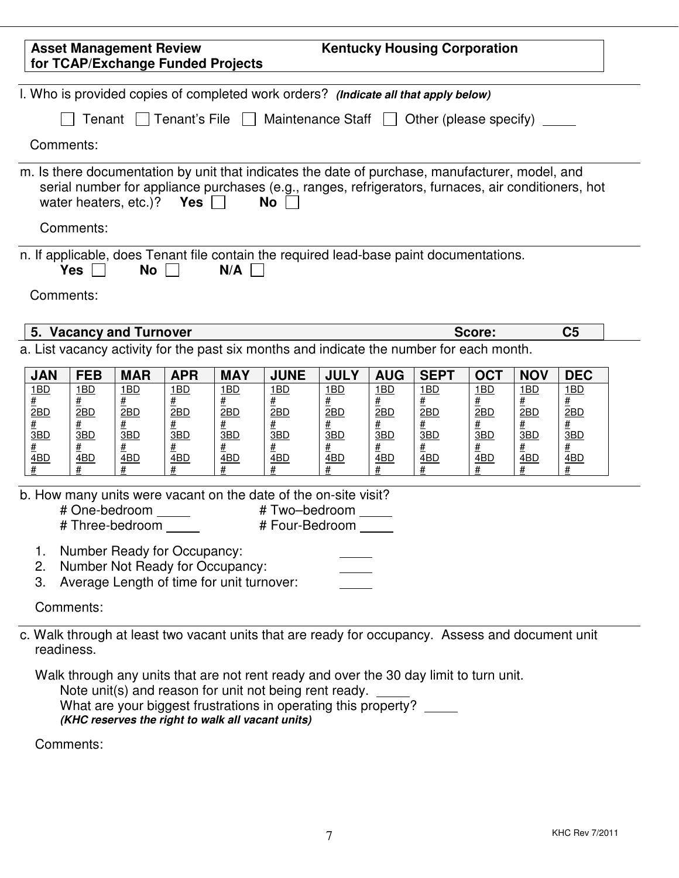**Asset Management Review for TCAP/Exchange Funded Projects** | **Kentucky Housing Corporation**

l. Who is provided copies of completed work orders? ***(Indicate all that apply below)***

☐ Tenant ☐ Tenant's File ☐ Maintenance Staff ☐ Other (please specify) _____

Comments:

m. Is there documentation by unit that indicates the date of purchase, manufacturer, model, and serial number for appliance purchases (e.g., ranges, refrigerators, furnaces, air conditioners, hot water heaters, etc.)? **Yes** ☐ **No** ☐

Comments:

n. If applicable, does Tenant file contain the required lead-base paint documentations.
**Yes** ☐ **No** ☐ **N/A** ☐

Comments:

## 5. Vacancy and Turnover — Score: C5

a. List vacancy activity for the past six months and indicate the number for each month.

| JAN | FEB | MAR | APR | MAY | JUNE | JULY | AUG | SEPT | OCT | NOV | DEC |
|---|---|---|---|---|---|---|---|---|---|---|---|
| 1BD # | 1BD # | 1BD # | 1BD # | 1BD # | 1BD # | 1BD # | 1BD # | 1BD # | 1BD # | 1BD # | 1BD # |
| 2BD # | 2BD # | 2BD # | 2BD # | 2BD # | 2BD # | 2BD # | 2BD # | 2BD # | 2BD # | 2BD # | 2BD # |
| 3BD # | 3BD # | 3BD # | 3BD # | 3BD # | 3BD # | 3BD # | 3BD # | 3BD # | 3BD # | 3BD # | 3BD # |
| 4BD # | 4BD # | 4BD # | 4BD # | 4BD # | 4BD # | 4BD # | 4BD # | 4BD # | 4BD # | 4BD # | 4BD # |

b. How many units were vacant on the date of the on-site visit?

\# One-bedroom _____ \# Two–bedroom _____
\# Three-bedroom _____ \# Four-Bedroom _____

1. Number Ready for Occupancy: _____
2. Number Not Ready for Occupancy: _____
3. Average Length of time for unit turnover: _____

Comments:

c. Walk through at least two vacant units that are ready for occupancy. Assess and document unit readiness.

Walk through any units that are not rent ready and over the 30 day limit to turn unit.
Note unit(s) and reason for unit not being rent ready. _____
What are your biggest frustrations in operating this property? _____
***(KHC reserves the right to walk all vacant units)***

Comments: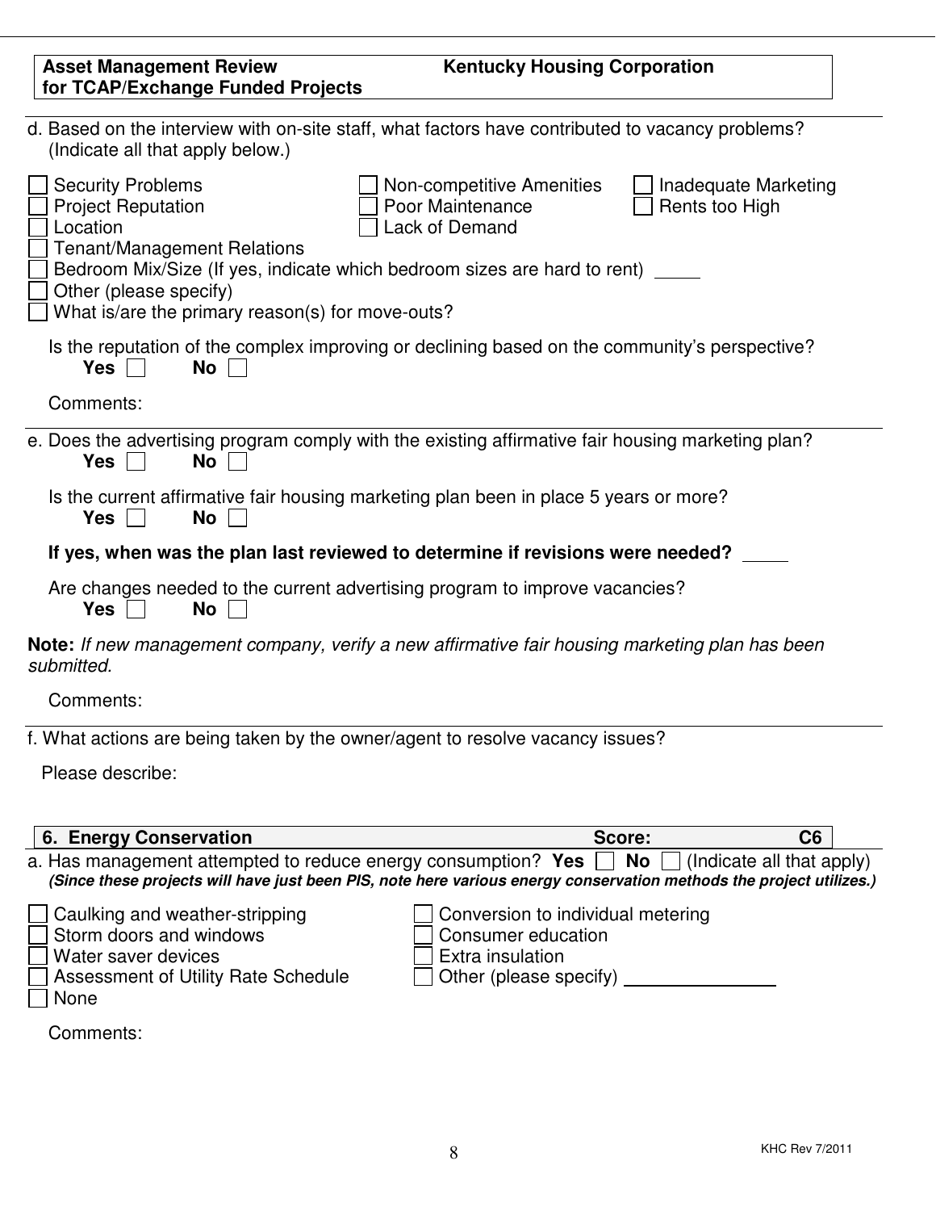d. Based on the interview with on-site staff, what factors have contributed to vacancy problems? (Indicate all that apply below.)

☐ Security Problems ☐ Non-competitive Amenities ☐ Inadequate Marketing
☐ Project Reputation ☐ Poor Maintenance ☐ Rents too High
☐ Location ☐ Lack of Demand
☐ Tenant/Management Relations
☐ Bedroom Mix/Size (If yes, indicate which bedroom sizes are hard to rent) _____
☐ Other (please specify)
☐ What is/are the primary reason(s) for move-outs?

Is the reputation of the complex improving or declining based on the community's perspective?
**Yes** ☐ **No** ☐

Comments:

---

e. Does the advertising program comply with the existing affirmative fair housing marketing plan?
**Yes** ☐ **No** ☐

Is the current affirmative fair housing marketing plan been in place 5 years or more?
**Yes** ☐ **No** ☐

**If yes, when was the plan last reviewed to determine if revisions were needed?** _____

Are changes needed to the current advertising program to improve vacancies?
**Yes** ☐ **No** ☐

**Note:** *If new management company, verify a new affirmative fair housing marketing plan has been submitted.*

Comments:

---

f. What actions are being taken by the owner/agent to resolve vacancy issues?

Please describe:

| 6. Energy Conservation | Score: | C6 |
|---|---|---|

a. Has management attempted to reduce energy consumption? **Yes** ☐ **No** ☐ (Indicate all that apply)
***(Since these projects will have just been PIS, note here various energy conservation methods the project utilizes.)***

☐ Caulking and weather-stripping ☐ Conversion to individual metering
☐ Storm doors and windows ☐ Consumer education
☐ Water saver devices ☐ Extra insulation
☐ Assessment of Utility Rate Schedule ☐ Other (please specify) _______________
☐ None

Comments: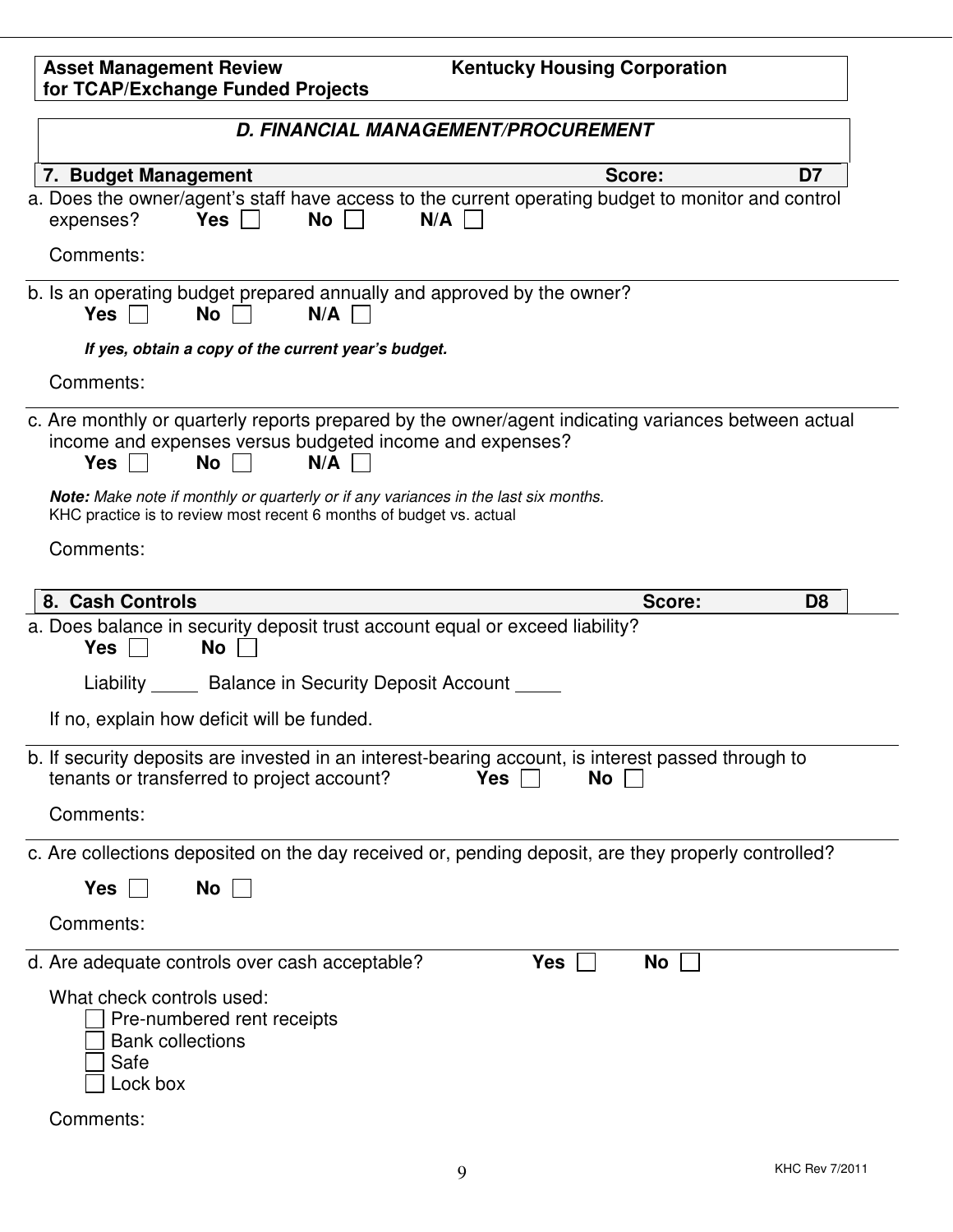**Asset Management Review for TCAP/Exchange Funded Projects** — **Kentucky Housing Corporation**

## *D. FINANCIAL MANAGEMENT/PROCUREMENT*

### 7. Budget Management — Score: D7

a. Does the owner/agent's staff have access to the current operating budget to monitor and control expenses? **Yes** ☐ **No** ☐ **N/A** ☐

Comments:

b. Is an operating budget prepared annually and approved by the owner?
**Yes** ☐ **No** ☐ **N/A** ☐

***If yes, obtain a copy of the current year's budget.***

Comments:

c. Are monthly or quarterly reports prepared by the owner/agent indicating variances between actual income and expenses versus budgeted income and expenses?
**Yes** ☐ **No** ☐ **N/A** ☐

***Note:*** *Make note if monthly or quarterly or if any variances in the last six months.*
KHC practice is to review most recent 6 months of budget vs. actual

Comments:

### 8. Cash Controls — Score: D8

a. Does balance in security deposit trust account equal or exceed liability?
**Yes** ☐ **No** ☐

Liability _____ Balance in Security Deposit Account _____

If no, explain how deficit will be funded.

b. If security deposits are invested in an interest-bearing account, is interest passed through to tenants or transferred to project account? **Yes** ☐ **No** ☐

Comments:

c. Are collections deposited on the day received or, pending deposit, are they properly controlled?

**Yes** ☐ **No** ☐

Comments:

d. Are adequate controls over cash acceptable? **Yes** ☐ **No** ☐

What check controls used:
- ☐ Pre-numbered rent receipts
- ☐ Bank collections
- ☐ Safe
- ☐ Lock box

Comments: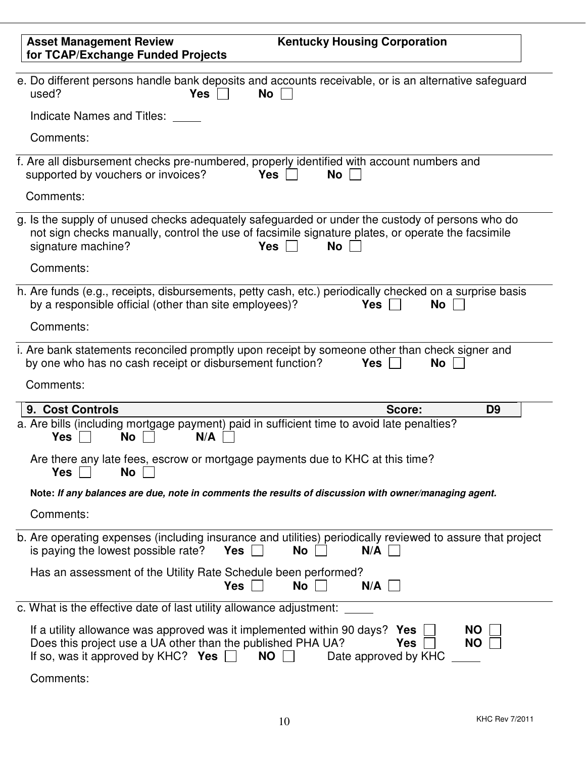e. Do different persons handle bank deposits and accounts receivable, or is an alternative safeguard used? **Yes** ☐ **No** ☐

Indicate Names and Titles: _____

Comments:

f. Are all disbursement checks pre-numbered, properly identified with account numbers and supported by vouchers or invoices? **Yes** ☐ **No** ☐

Comments:

g. Is the supply of unused checks adequately safeguarded or under the custody of persons who do not sign checks manually, control the use of facsimile signature plates, or operate the facsimile signature machine? **Yes** ☐ **No** ☐

Comments:

h. Are funds (e.g., receipts, disbursements, petty cash, etc.) periodically checked on a surprise basis by a responsible official (other than site employees)? **Yes** ☐ **No** ☐

Comments:

i. Are bank statements reconciled promptly upon receipt by someone other than check signer and by one who has no cash receipt or disbursement function? **Yes** ☐ **No** ☐

Comments:

## 9. Cost Controls — Score: D9

a. Are bills (including mortgage payment) paid in sufficient time to avoid late penalties?
**Yes** ☐ **No** ☐ **N/A** ☐

Are there any late fees, escrow or mortgage payments due to KHC at this time?
**Yes** ☐ **No** ☐

**Note:** ***If any balances are due, note in comments the results of discussion with owner/managing agent.***

Comments:

b. Are operating expenses (including insurance and utilities) periodically reviewed to assure that project is paying the lowest possible rate? **Yes** ☐ **No** ☐ **N/A** ☐

Has an assessment of the Utility Rate Schedule been performed?
**Yes** ☐ **No** ☐ **N/A** ☐

c. What is the effective date of last utility allowance adjustment: _____

If a utility allowance was approved was it implemented within 90 days? **Yes** ☐ **NO** ☐
Does this project use a UA other than the published PHA UA? **Yes** ☐ **NO** ☐
If so, was it approved by KHC? **Yes** ☐ **NO** ☐ Date approved by KHC _____

Comments: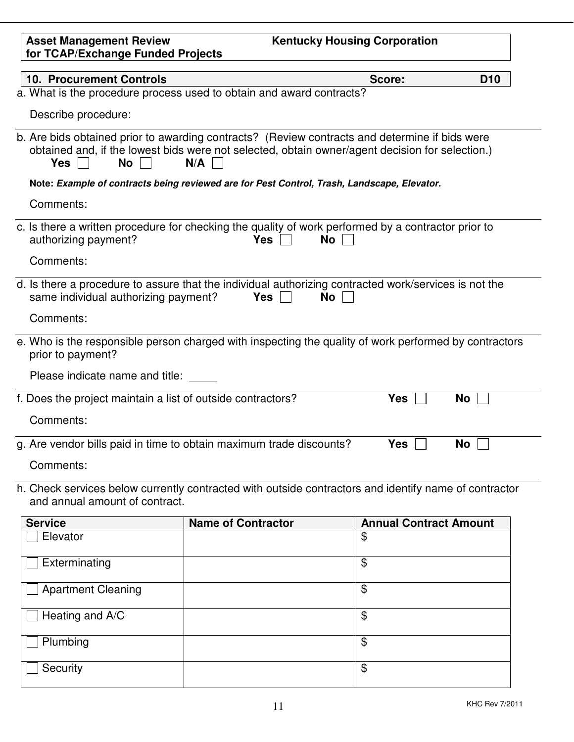| Asset Management Review for TCAP/Exchange Funded Projects | Kentucky Housing Corporation |
|---|---|

## 10. Procurement Controls — Score: D10

a. What is the procedure process used to obtain and award contracts?

Describe procedure:

b. Are bids obtained prior to awarding contracts? (Review contracts and determine if bids were obtained and, if the lowest bids were not selected, obtain owner/agent decision for selection.)
**Yes** ☐ **No** ☐ **N/A** ☐

**Note:** ***Example of contracts being reviewed are for Pest Control, Trash, Landscape, Elevator.***

Comments:

c. Is there a written procedure for checking the quality of work performed by a contractor prior to authorizing payment? **Yes** ☐ **No** ☐

Comments:

d. Is there a procedure to assure that the individual authorizing contracted work/services is not the same individual authorizing payment? **Yes** ☐ **No** ☐

Comments:

e. Who is the responsible person charged with inspecting the quality of work performed by contractors prior to payment?

Please indicate name and title: _____

f. Does the project maintain a list of outside contractors? **Yes** ☐ **No** ☐

Comments:

g. Are vendor bills paid in time to obtain maximum trade discounts? **Yes** ☐ **No** ☐

Comments:

h. Check services below currently contracted with outside contractors and identify name of contractor and annual amount of contract.

| Service | Name of Contractor | Annual Contract Amount |
|---|---|---|
| ☐ Elevator | | $ |
| ☐ Exterminating | | $ |
| ☐ Apartment Cleaning | | $ |
| ☐ Heating and A/C | | $ |
| ☐ Plumbing | | $ |
| ☐ Security | | $ |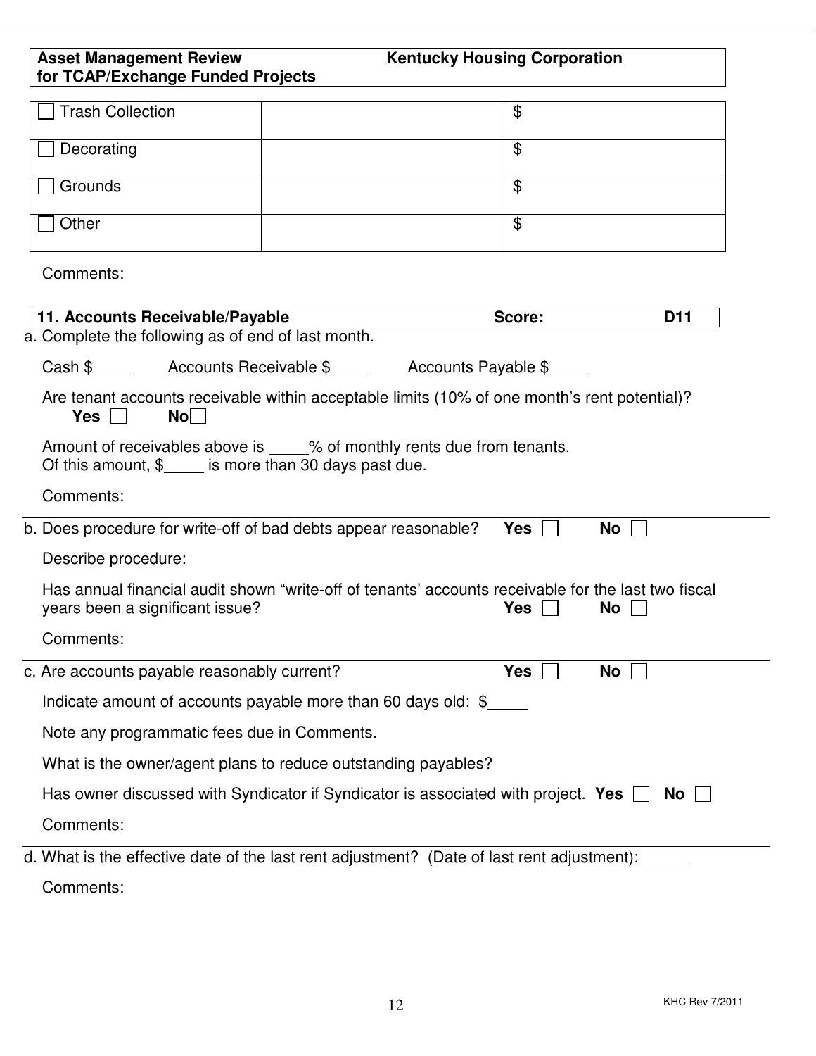| | | |
|---|---|---|
| ☐ Trash Collection | | $ |
| ☐ Decorating | | $ |
| ☐ Grounds | | $ |
| ☐ Other | | $ |

Comments:

| **11. Accounts Receivable/Payable** | **Score:** | **D11** |
|---|---|---|

a. Complete the following as of end of last month.

Cash $_____ Accounts Receivable $_____ Accounts Payable $_____

Are tenant accounts receivable within acceptable limits (10% of one month's rent potential)?
**Yes** ☐ **No** ☐

Amount of receivables above is _____% of monthly rents due from tenants.
Of this amount, $_____ is more than 30 days past due.

Comments:

---

b. Does procedure for write-off of bad debts appear reasonable? **Yes** ☐ **No** ☐

Describe procedure:

Has annual financial audit shown "write-off of tenants' accounts receivable for the last two fiscal years been a significant issue? **Yes** ☐ **No** ☐

Comments:

---

c. Are accounts payable reasonably current? **Yes** ☐ **No** ☐

Indicate amount of accounts payable more than 60 days old: $_____

Note any programmatic fees due in Comments.

What is the owner/agent plans to reduce outstanding payables?

Has owner discussed with Syndicator if Syndicator is associated with project. **Yes** ☐ **No** ☐

Comments:

---

d. What is the effective date of the last rent adjustment? (Date of last rent adjustment): _____

Comments: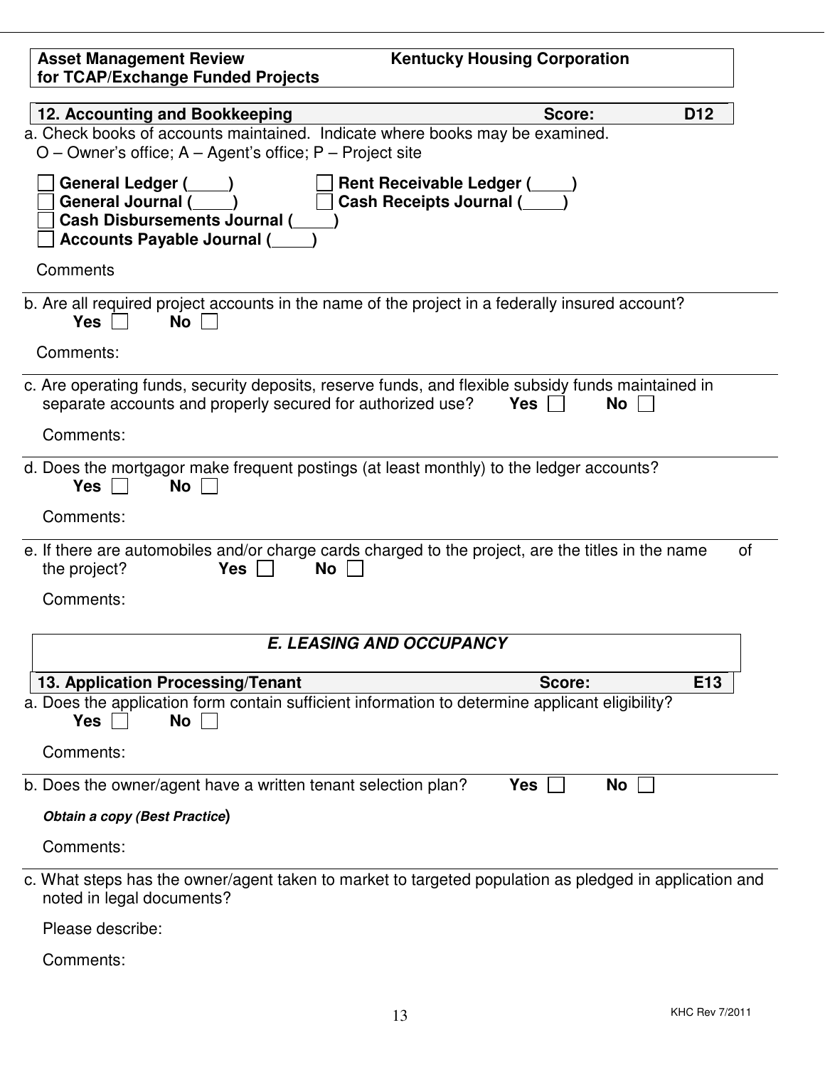**Asset Management Review for TCAP/Exchange Funded Projects** | **Kentucky Housing Corporation**

### 12. Accounting and Bookkeeping — Score: D12

a. Check books of accounts maintained. Indicate where books may be examined.
O – Owner's office; A – Agent's office; P – Project site

☐ **General Ledger (\_\_\_\_)** ☐ **Rent Receivable Ledger (\_\_\_\_)**
☐ **General Journal (\_\_\_\_)** ☐ **Cash Receipts Journal (\_\_\_\_)**
☐ **Cash Disbursements Journal (\_\_\_\_)**
☐ **Accounts Payable Journal (\_\_\_\_)**

Comments

b. Are all required project accounts in the name of the project in a federally insured account?
**Yes** ☐ **No** ☐

Comments:

c. Are operating funds, security deposits, reserve funds, and flexible subsidy funds maintained in separate accounts and properly secured for authorized use? **Yes** ☐ **No** ☐

Comments:

d. Does the mortgagor make frequent postings (at least monthly) to the ledger accounts?
**Yes** ☐ **No** ☐

Comments:

e. If there are automobiles and/or charge cards charged to the project, are the titles in the name of the project? **Yes** ☐ **No** ☐

Comments:

## *E. LEASING AND OCCUPANCY*

### 13. Application Processing/Tenant — Score: E13

a. Does the application form contain sufficient information to determine applicant eligibility?
**Yes** ☐ **No** ☐

Comments:

b. Does the owner/agent have a written tenant selection plan? **Yes** ☐ **No** ☐

***Obtain a copy (Best Practice)***

Comments:

c. What steps has the owner/agent taken to market to targeted population as pledged in application and noted in legal documents?

Please describe:

Comments: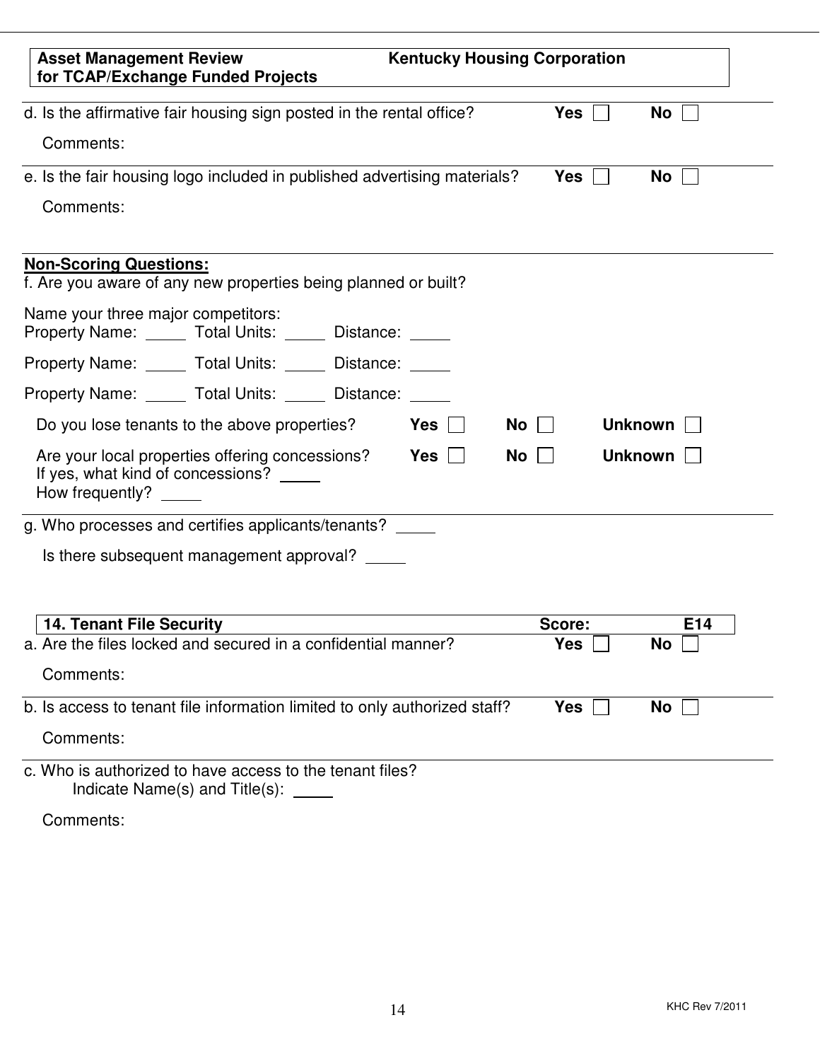d. Is the affirmative fair housing sign posted in the rental office? **Yes** ☐ **No** ☐

Comments:

e. Is the fair housing logo included in published advertising materials? **Yes** ☐ **No** ☐

Comments:

**Non-Scoring Questions:**

f. Are you aware of any new properties being planned or built?

Name your three major competitors:

Property Name: _____ Total Units: _____ Distance: _____

Property Name: _____ Total Units: _____ Distance: _____

Property Name: _____ Total Units: _____ Distance: _____

Do you lose tenants to the above properties? **Yes** ☐ **No** ☐ **Unknown** ☐

Are your local properties offering concessions? **Yes** ☐ **No** ☐ **Unknown** ☐

If yes, what kind of concessions? _____

How frequently? _____

g. Who processes and certifies applicants/tenants? _____

Is there subsequent management approval? _____

| **14. Tenant File Security** | **Score:** | **E14** |
|---|---|---|

a. Are the files locked and secured in a confidential manner? **Yes** ☐ **No** ☐

Comments:

b. Is access to tenant file information limited to only authorized staff? **Yes** ☐ **No** ☐

Comments:

c. Who is authorized to have access to the tenant files?

Indicate Name(s) and Title(s): _____

Comments: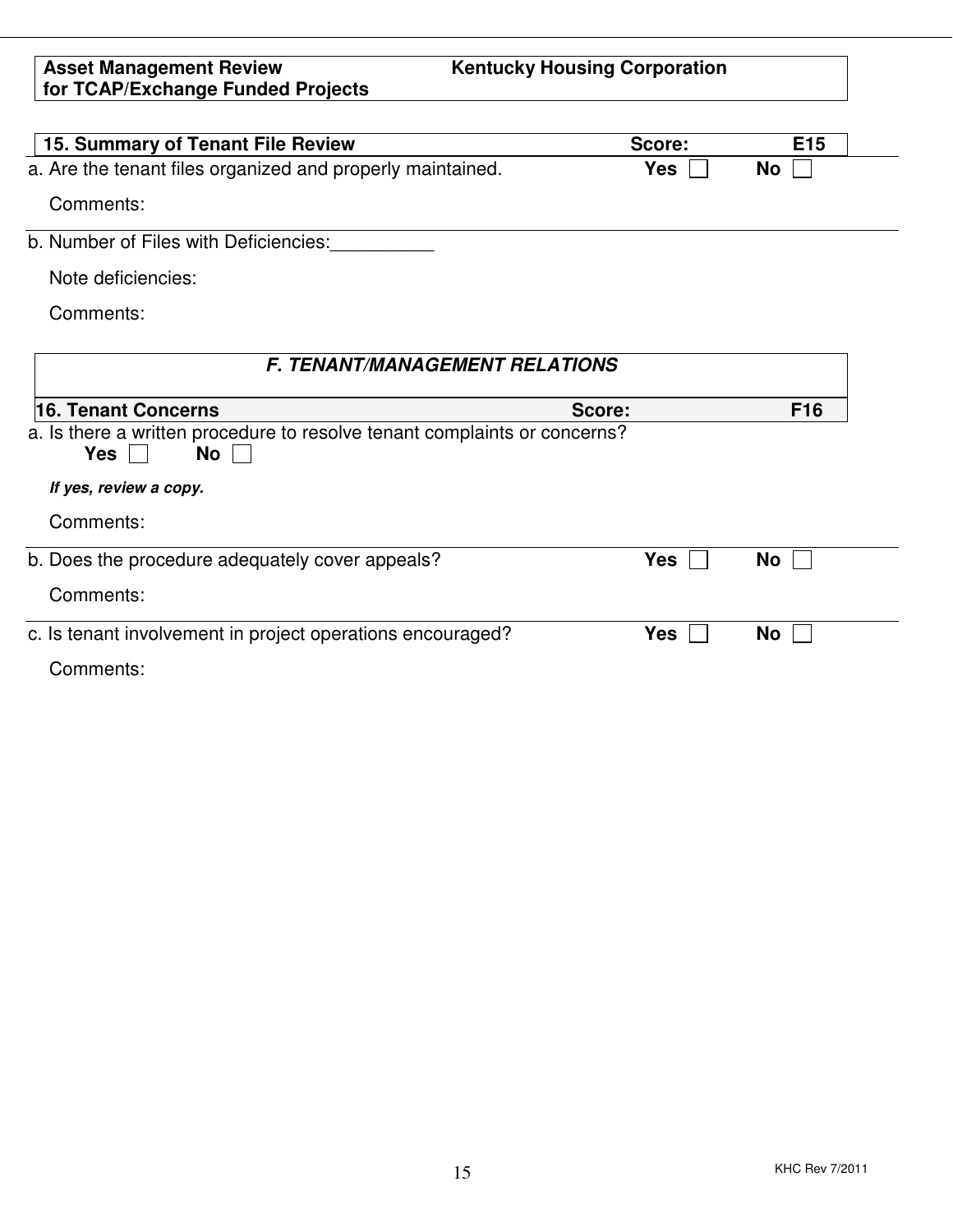**Asset Management Review for TCAP/Exchange Funded Projects** **Kentucky Housing Corporation**

| **15. Summary of Tenant File Review** | **Score:** | **E15** |
|---|---|---|

a. Are the tenant files organized and properly maintained. **Yes** ☐ **No** ☐

Comments:

b. Number of Files with Deficiencies:__________

Note deficiencies:

Comments:

## *F. TENANT/MANAGEMENT RELATIONS*

| **16. Tenant Concerns** | **Score:** | **F16** |
|---|---|---|

a. Is there a written procedure to resolve tenant complaints or concerns?
**Yes** ☐ **No** ☐

***If yes, review a copy.***

Comments:

b. Does the procedure adequately cover appeals? **Yes** ☐ **No** ☐

Comments:

c. Is tenant involvement in project operations encouraged? **Yes** ☐ **No** ☐

Comments:

KHC Rev 7/2011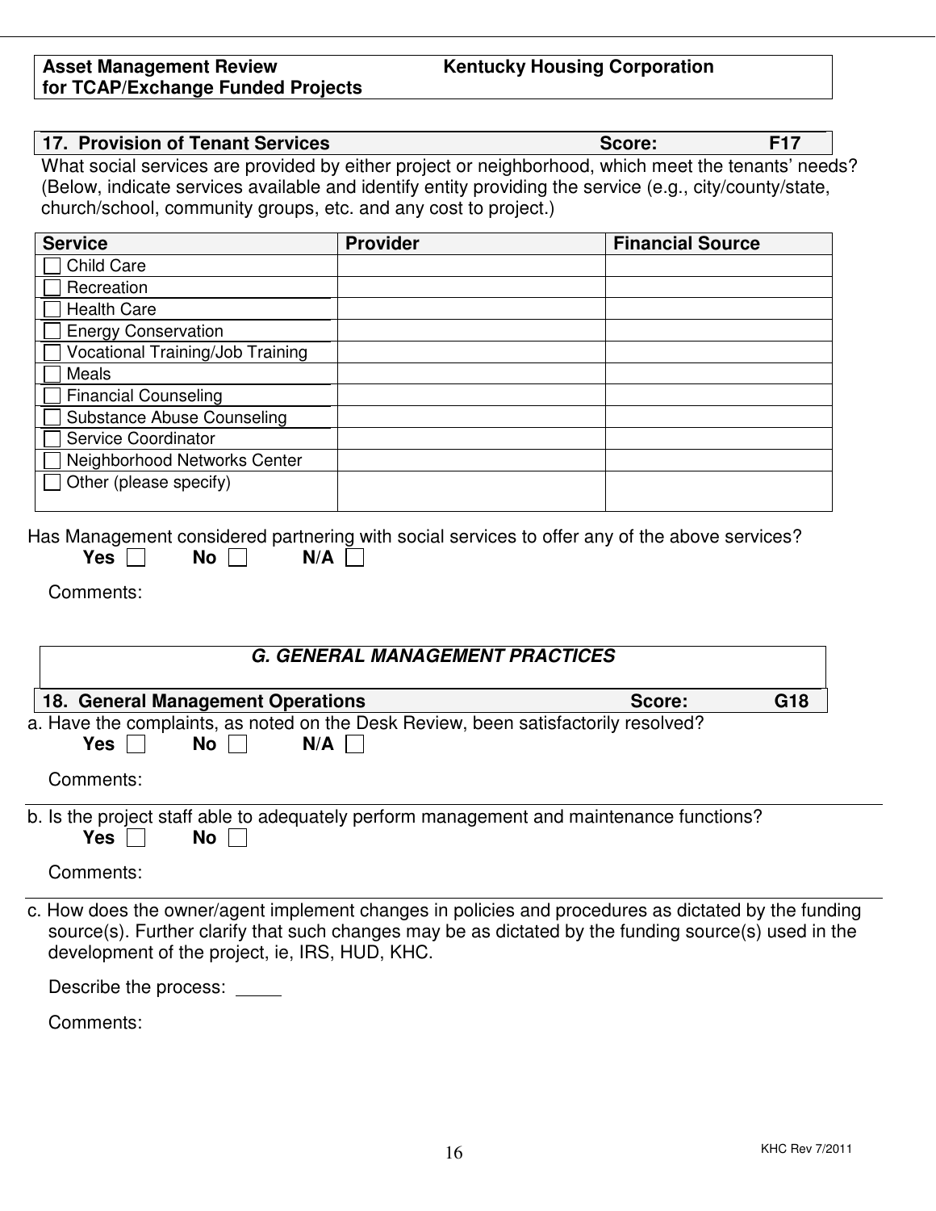**Asset Management Review for TCAP/Exchange Funded Projects** | **Kentucky Housing Corporation**

### 17. Provision of Tenant Services — Score: F17

What social services are provided by either project or neighborhood, which meet the tenants' needs? (Below, indicate services available and identify entity providing the service (e.g., city/county/state, church/school, community groups, etc. and any cost to project.)

| Service | Provider | Financial Source |
|---|---|---|
| ☐ Child Care | | |
| ☐ Recreation | | |
| ☐ Health Care | | |
| ☐ Energy Conservation | | |
| ☐ Vocational Training/Job Training | | |
| ☐ Meals | | |
| ☐ Financial Counseling | | |
| ☐ Substance Abuse Counseling | | |
| ☐ Service Coordinator | | |
| ☐ Neighborhood Networks Center | | |
| ☐ Other (please specify) | | |

Has Management considered partnering with social services to offer any of the above services?

**Yes** ☐ **No** ☐ **N/A** ☐

Comments:

## *G. GENERAL MANAGEMENT PRACTICES*

### 18. General Management Operations — Score: G18

a. Have the complaints, as noted on the Desk Review, been satisfactorily resolved?

**Yes** ☐ **No** ☐ **N/A** ☐

Comments:

b. Is the project staff able to adequately perform management and maintenance functions?

**Yes** ☐ **No** ☐

Comments:

c. How does the owner/agent implement changes in policies and procedures as dictated by the funding source(s). Further clarify that such changes may be as dictated by the funding source(s) used in the development of the project, ie, IRS, HUD, KHC.

Describe the process: _____

Comments:

KHC Rev 7/2011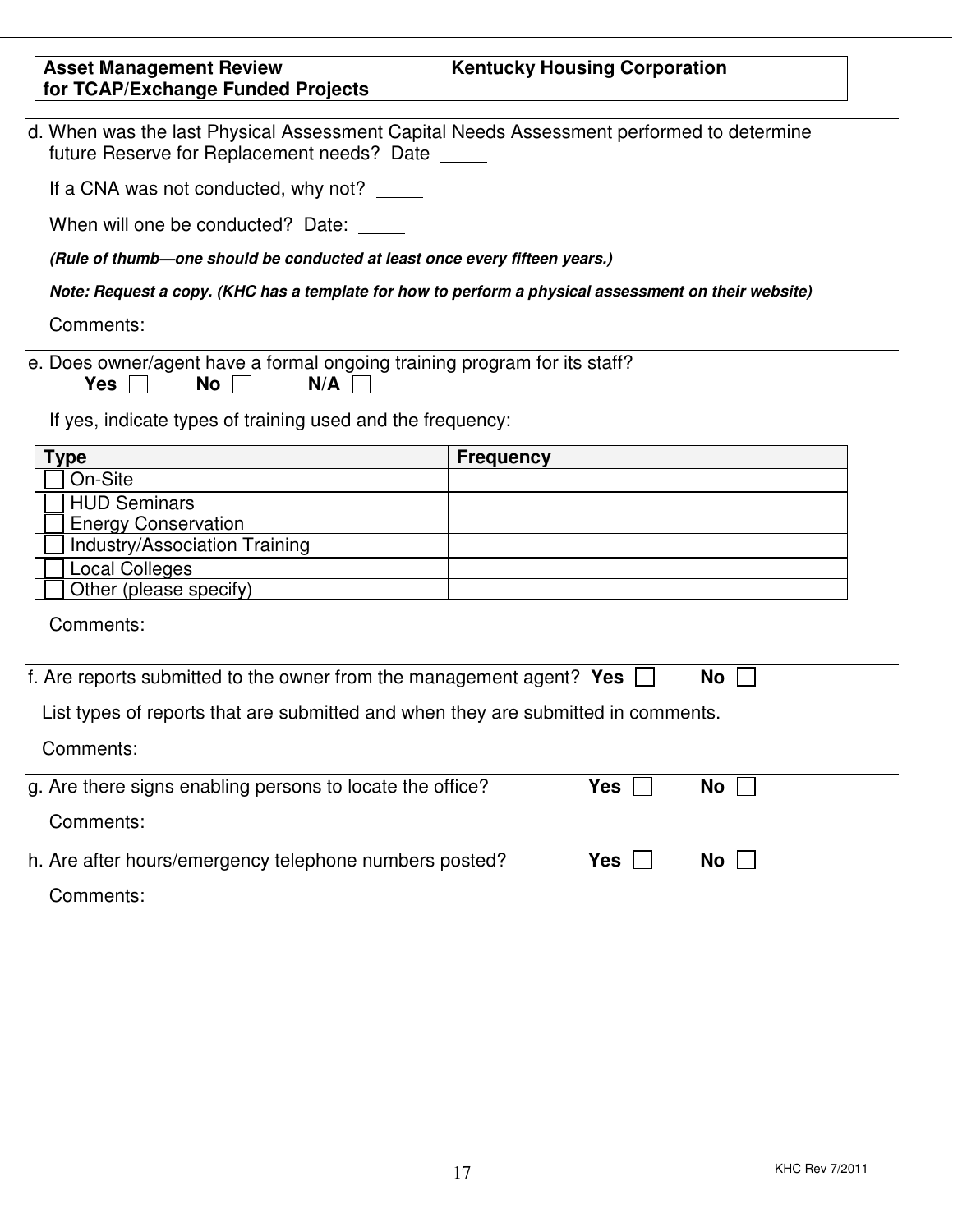**Asset Management Review for TCAP/Exchange Funded Projects** **Kentucky Housing Corporation**

d. When was the last Physical Assessment Capital Needs Assessment performed to determine future Reserve for Replacement needs? Date _____

If a CNA was not conducted, why not? _____

When will one be conducted? Date: _____

***(Rule of thumb—one should be conducted at least once every fifteen years.)***

***Note: Request a copy. (KHC has a template for how to perform a physical assessment on their website)***

Comments:

e. Does owner/agent have a formal ongoing training program for its staff?
**Yes** ☐ **No** ☐ **N/A** ☐

If yes, indicate types of training used and the frequency:

| Type | Frequency |
|---|---|
| ☐ On-Site | |
| ☐ HUD Seminars | |
| ☐ Energy Conservation | |
| ☐ Industry/Association Training | |
| ☐ Local Colleges | |
| ☐ Other (please specify) | |

Comments:

f. Are reports submitted to the owner from the management agent? **Yes** ☐ **No** ☐

List types of reports that are submitted and when they are submitted in comments.

Comments:

g. Are there signs enabling persons to locate the office? **Yes** ☐ **No** ☐

Comments:

h. Are after hours/emergency telephone numbers posted? **Yes** ☐ **No** ☐

Comments: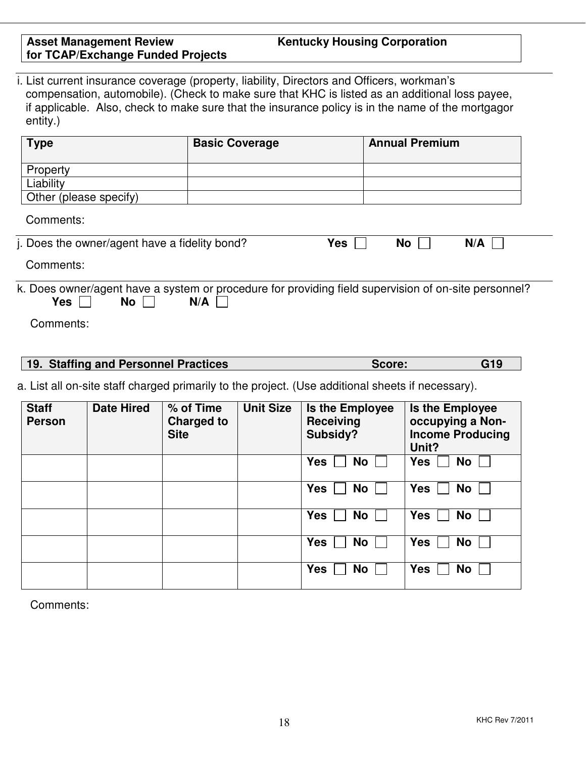**Asset Management Review for TCAP/Exchange Funded Projects** **Kentucky Housing Corporation**

i. List current insurance coverage (property, liability, Directors and Officers, workman's compensation, automobile). (Check to make sure that KHC is listed as an additional loss payee, if applicable. Also, check to make sure that the insurance policy is in the name of the mortgagor entity.)

| Type | Basic Coverage | Annual Premium |
|---|---|---|
| Property | | |
| Liability | | |
| Other (please specify) | | |

Comments:

j. Does the owner/agent have a fidelity bond? **Yes** ☐ **No** ☐ **N/A** ☐

Comments:

k. Does owner/agent have a system or procedure for providing field supervision of on-site personnel? **Yes** ☐ **No** ☐ **N/A** ☐

Comments:

## 19. Staffing and Personnel Practices — Score: G19

a. List all on-site staff charged primarily to the project. (Use additional sheets if necessary).

| Staff Person | Date Hired | % of Time Charged to Site | Unit Size | Is the Employee Receiving Subsidy? | Is the Employee occupying a Non-Income Producing Unit? |
|---|---|---|---|---|---|
| | | | | Yes ☐ No ☐ | Yes ☐ No ☐ |
| | | | | Yes ☐ No ☐ | Yes ☐ No ☐ |
| | | | | Yes ☐ No ☐ | Yes ☐ No ☐ |
| | | | | Yes ☐ No ☐ | Yes ☐ No ☐ |
| | | | | Yes ☐ No ☐ | Yes ☐ No ☐ |

Comments: